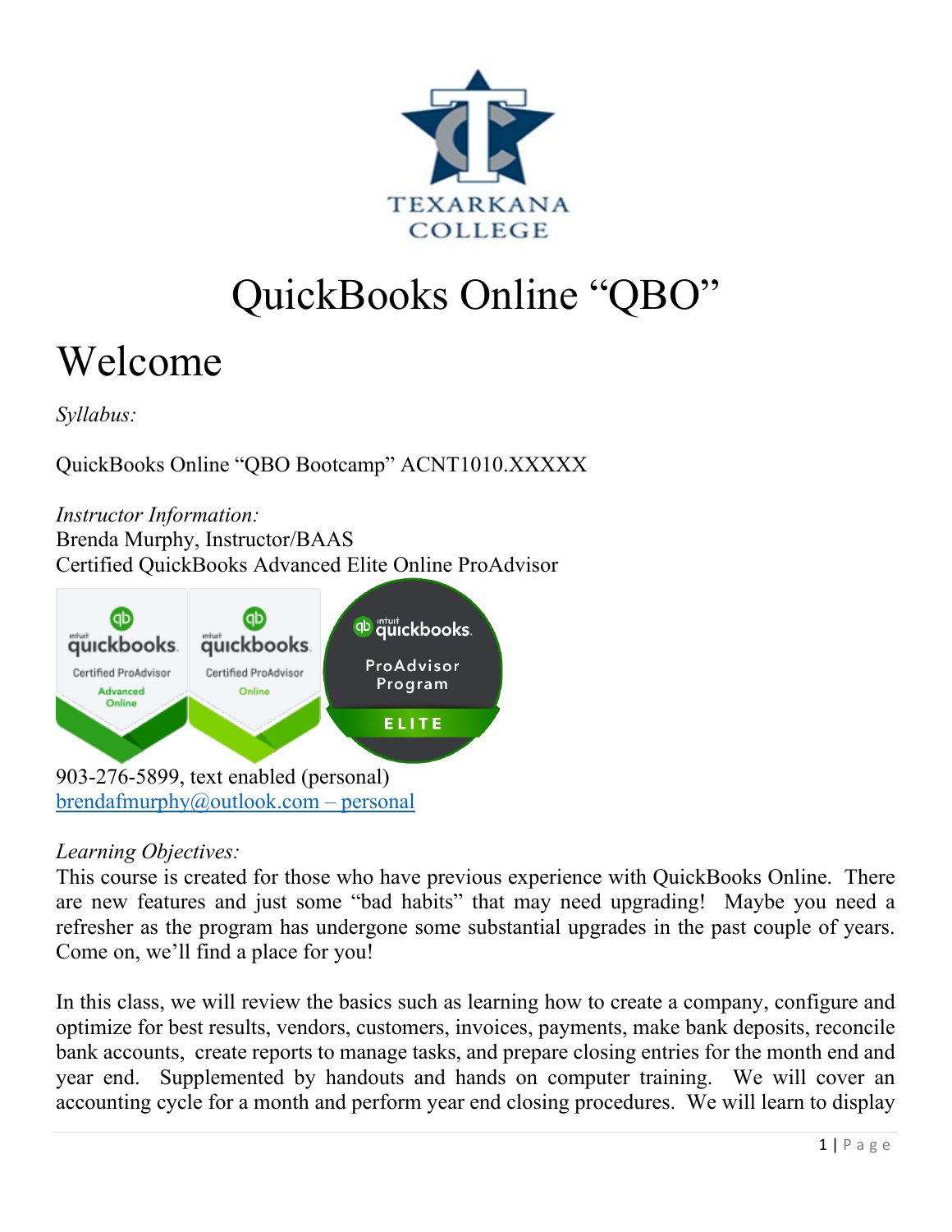TEXARKANA COLLEGE

# QuickBooks Online "QBO"

# Welcome

*Syllabus:*

QuickBooks Online "QBO Bootcamp" ACNT1010.XXXXX

*Instructor Information:*
Brenda Murphy, Instructor/BAAS
Certified QuickBooks Advanced Elite Online ProAdvisor

903-276-5899, text enabled (personal)
[brendafmurphy@outlook.com – personal](mailto:brendafmurphy@outlook.com)

*Learning Objectives:*
This course is created for those who have previous experience with QuickBooks Online. There are new features and just some "bad habits" that may need upgrading! Maybe you need a refresher as the program has undergone some substantial upgrades in the past couple of years. Come on, we'll find a place for you!

In this class, we will review the basics such as learning how to create a company, configure and optimize for best results, vendors, customers, invoices, payments, make bank deposits, reconcile bank accounts, create reports to manage tasks, and prepare closing entries for the month end and year end. Supplemented by handouts and hands on computer training. We will cover an accounting cycle for a month and perform year end closing procedures. We will learn to display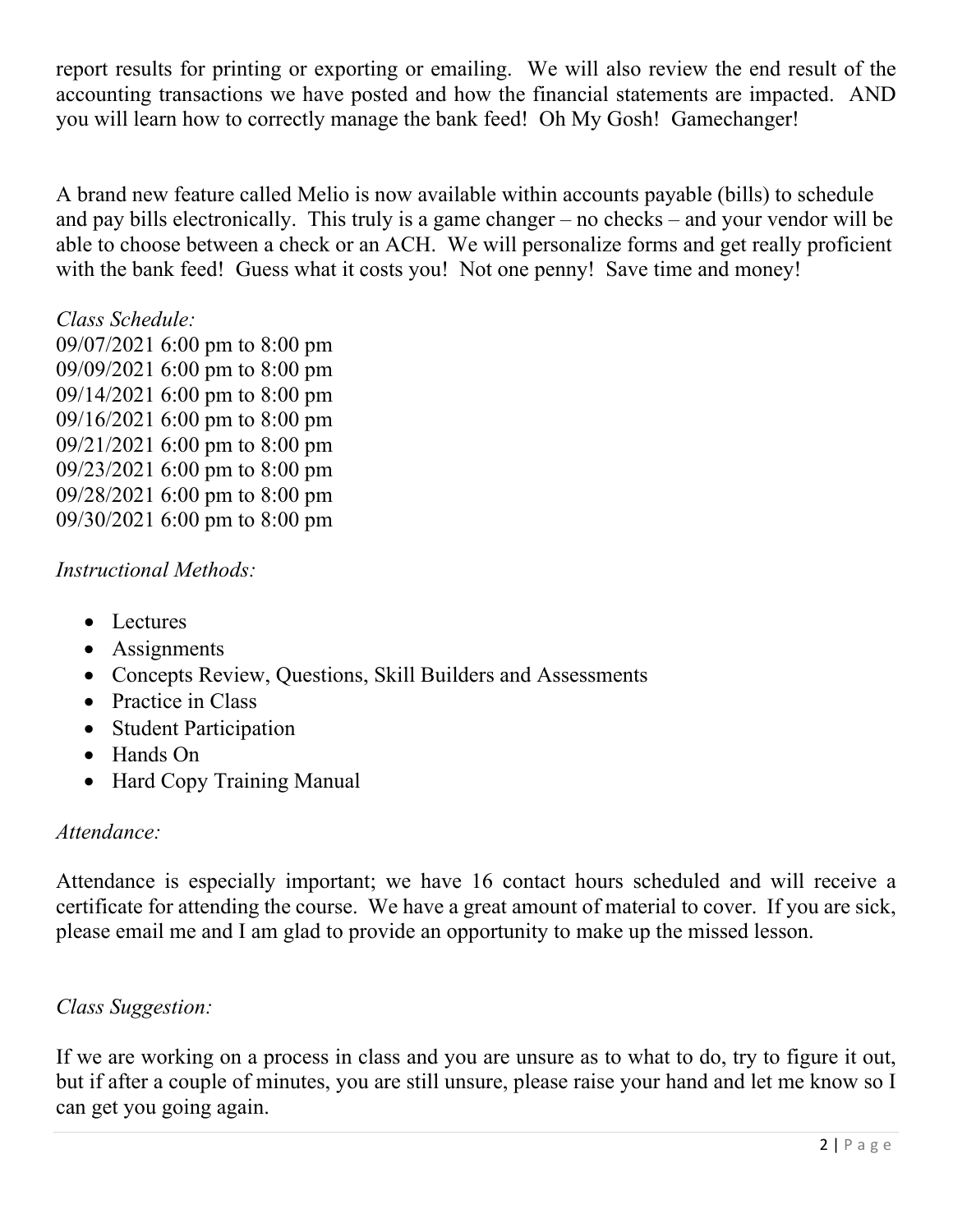report results for printing or exporting or emailing. We will also review the end result of the accounting transactions we have posted and how the financial statements are impacted. AND you will learn how to correctly manage the bank feed! Oh My Gosh! Gamechanger!

A brand new feature called Melio is now available within accounts payable (bills) to schedule and pay bills electronically. This truly is a game changer – no checks – and your vendor will be able to choose between a check or an ACH. We will personalize forms and get really proficient with the bank feed! Guess what it costs you! Not one penny! Save time and money!

*Class Schedule:*

09/07/2021 6:00 pm to 8:00 pm
09/09/2021 6:00 pm to 8:00 pm
09/14/2021 6:00 pm to 8:00 pm
09/16/2021 6:00 pm to 8:00 pm
09/21/2021 6:00 pm to 8:00 pm
09/23/2021 6:00 pm to 8:00 pm
09/28/2021 6:00 pm to 8:00 pm
09/30/2021 6:00 pm to 8:00 pm

*Instructional Methods:*

- Lectures
- Assignments
- Concepts Review, Questions, Skill Builders and Assessments
- Practice in Class
- Student Participation
- Hands On
- Hard Copy Training Manual

*Attendance:*

Attendance is especially important; we have 16 contact hours scheduled and will receive a certificate for attending the course. We have a great amount of material to cover. If you are sick, please email me and I am glad to provide an opportunity to make up the missed lesson.

*Class Suggestion:*

If we are working on a process in class and you are unsure as to what to do, try to figure it out, but if after a couple of minutes, you are still unsure, please raise your hand and let me know so I can get you going again.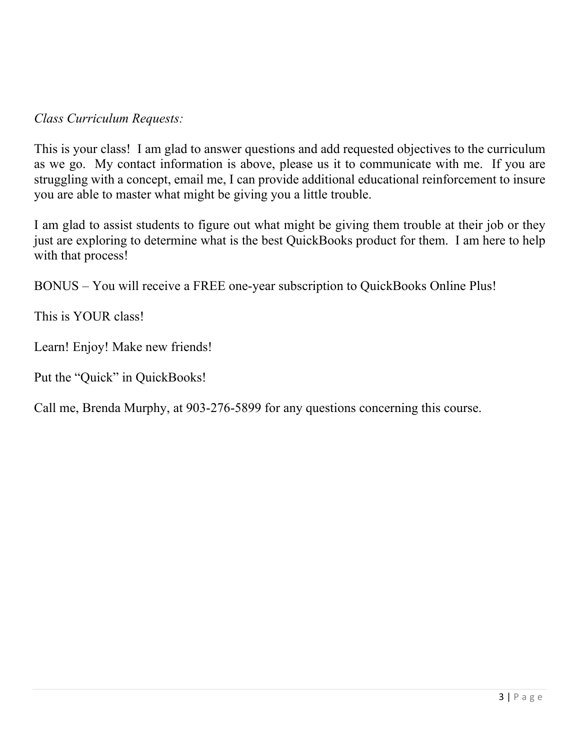*Class Curriculum Requests:*

This is your class! I am glad to answer questions and add requested objectives to the curriculum as we go. My contact information is above, please us it to communicate with me. If you are struggling with a concept, email me, I can provide additional educational reinforcement to insure you are able to master what might be giving you a little trouble.

I am glad to assist students to figure out what might be giving them trouble at their job or they just are exploring to determine what is the best QuickBooks product for them. I am here to help with that process!

BONUS – You will receive a FREE one-year subscription to QuickBooks Online Plus!

This is YOUR class!

Learn! Enjoy! Make new friends!

Put the "Quick" in QuickBooks!

Call me, Brenda Murphy, at 903-276-5899 for any questions concerning this course.